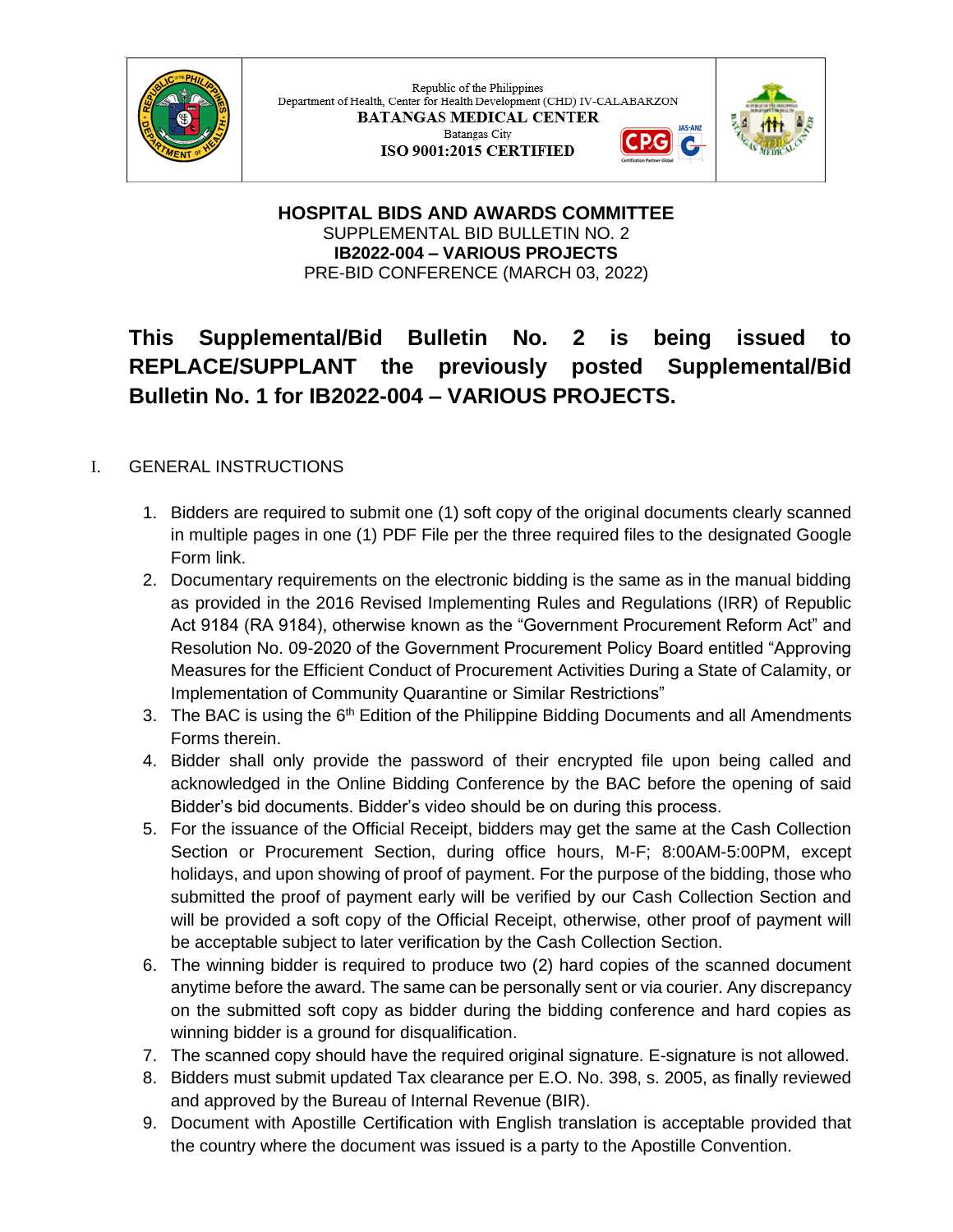Republic of the Philippines
Department of Health, Center for Health Development (CHD) IV-CALABARZON
**BATANGAS MEDICAL CENTER**
Batangas City
**ISO 9001:2015 CERTIFIED**

**HOSPITAL BIDS AND AWARDS COMMITTEE**
SUPPLEMENTAL BID BULLETIN NO. 2
**IB2022-004 – VARIOUS PROJECTS**
PRE-BID CONFERENCE (MARCH 03, 2022)

**This Supplemental/Bid Bulletin No. 2 is being issued to REPLACE/SUPPLANT the previously posted Supplemental/Bid Bulletin No. 1 for IB2022-004 – VARIOUS PROJECTS.**

## I. GENERAL INSTRUCTIONS

1. Bidders are required to submit one (1) soft copy of the original documents clearly scanned in multiple pages in one (1) PDF File per the three required files to the designated Google Form link.
2. Documentary requirements on the electronic bidding is the same as in the manual bidding as provided in the 2016 Revised Implementing Rules and Regulations (IRR) of Republic Act 9184 (RA 9184), otherwise known as the "Government Procurement Reform Act" and Resolution No. 09-2020 of the Government Procurement Policy Board entitled "Approving Measures for the Efficient Conduct of Procurement Activities During a State of Calamity, or Implementation of Community Quarantine or Similar Restrictions"
3. The BAC is using the 6th Edition of the Philippine Bidding Documents and all Amendments Forms therein.
4. Bidder shall only provide the password of their encrypted file upon being called and acknowledged in the Online Bidding Conference by the BAC before the opening of said Bidder's bid documents. Bidder's video should be on during this process.
5. For the issuance of the Official Receipt, bidders may get the same at the Cash Collection Section or Procurement Section, during office hours, M-F; 8:00AM-5:00PM, except holidays, and upon showing of proof of payment. For the purpose of the bidding, those who submitted the proof of payment early will be verified by our Cash Collection Section and will be provided a soft copy of the Official Receipt, otherwise, other proof of payment will be acceptable subject to later verification by the Cash Collection Section.
6. The winning bidder is required to produce two (2) hard copies of the scanned document anytime before the award. The same can be personally sent or via courier. Any discrepancy on the submitted soft copy as bidder during the bidding conference and hard copies as winning bidder is a ground for disqualification.
7. The scanned copy should have the required original signature. E-signature is not allowed.
8. Bidders must submit updated Tax clearance per E.O. No. 398, s. 2005, as finally reviewed and approved by the Bureau of Internal Revenue (BIR).
9. Document with Apostille Certification with English translation is acceptable provided that the country where the document was issued is a party to the Apostille Convention.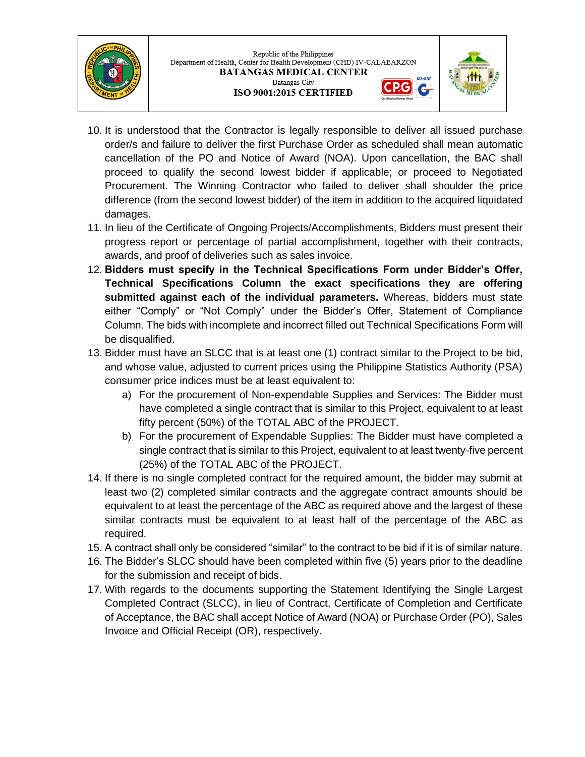10. It is understood that the Contractor is legally responsible to deliver all issued purchase order/s and failure to deliver the first Purchase Order as scheduled shall mean automatic cancellation of the PO and Notice of Award (NOA). Upon cancellation, the BAC shall proceed to qualify the second lowest bidder if applicable; or proceed to Negotiated Procurement. The Winning Contractor who failed to deliver shall shoulder the price difference (from the second lowest bidder) of the item in addition to the acquired liquidated damages.
11. In lieu of the Certificate of Ongoing Projects/Accomplishments, Bidders must present their progress report or percentage of partial accomplishment, together with their contracts, awards, and proof of deliveries such as sales invoice.
12. **Bidders must specify in the Technical Specifications Form under Bidder's Offer, Technical Specifications Column the exact specifications they are offering submitted against each of the individual parameters.** Whereas, bidders must state either "Comply" or "Not Comply" under the Bidder's Offer, Statement of Compliance Column. The bids with incomplete and incorrect filled out Technical Specifications Form will be disqualified.
13. Bidder must have an SLCC that is at least one (1) contract similar to the Project to be bid, and whose value, adjusted to current prices using the Philippine Statistics Authority (PSA) consumer price indices must be at least equivalent to:
    a) For the procurement of Non-expendable Supplies and Services: The Bidder must have completed a single contract that is similar to this Project, equivalent to at least fifty percent (50%) of the TOTAL ABC of the PROJECT.
    b) For the procurement of Expendable Supplies: The Bidder must have completed a single contract that is similar to this Project, equivalent to at least twenty-five percent (25%) of the TOTAL ABC of the PROJECT.
14. If there is no single completed contract for the required amount, the bidder may submit at least two (2) completed similar contracts and the aggregate contract amounts should be equivalent to at least the percentage of the ABC as required above and the largest of these similar contracts must be equivalent to at least half of the percentage of the ABC as required.
15. A contract shall only be considered "similar" to the contract to be bid if it is of similar nature.
16. The Bidder's SLCC should have been completed within five (5) years prior to the deadline for the submission and receipt of bids.
17. With regards to the documents supporting the Statement Identifying the Single Largest Completed Contract (SLCC), in lieu of Contract, Certificate of Completion and Certificate of Acceptance, the BAC shall accept Notice of Award (NOA) or Purchase Order (PO), Sales Invoice and Official Receipt (OR), respectively.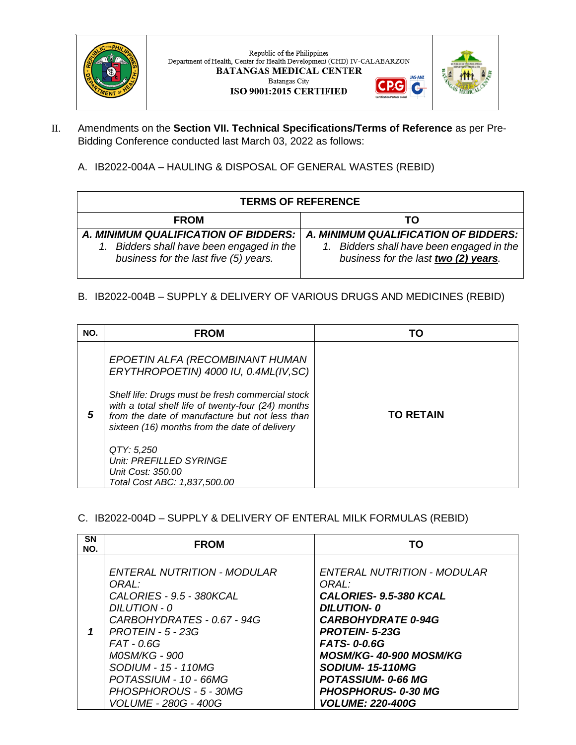Republic of the Philippines
Department of Health, Center for Health Development (CHD) IV-CALABARZON
**BATANGAS MEDICAL CENTER**
Batangas City
**ISO 9001:2015 CERTIFIED**

II. Amendments on the **Section VII. Technical Specifications/Terms of Reference** as per Pre-Bidding Conference conducted last March 03, 2022 as follows:

A. IB2022-004A – HAULING & DISPOSAL OF GENERAL WASTES (REBID)

| TERMS OF REFERENCE | |
|---|---|
| **FROM** | **TO** |
| ***A. MINIMUM QUALIFICATION OF BIDDERS:***<br>*1. Bidders shall have been engaged in the business for the last five (5) years.* | ***A. MINIMUM QUALIFICATION OF BIDDERS:***<br>*1. Bidders shall have been engaged in the business for the last **two (2) years**.* |

B. IB2022-004B – SUPPLY & DELIVERY OF VARIOUS DRUGS AND MEDICINES (REBID)

| NO. | FROM | TO |
|---|---|---|
| ***5*** | *EPOETIN ALFA (RECOMBINANT HUMAN ERYTHROPOETIN) 4000 IU, 0.4ML(IV,SC)*<br><br>*Shelf life: Drugs must be fresh commercial stock with a total shelf life of twenty-four (24) months from the date of manufacture but not less than sixteen (16) months from the date of delivery*<br><br>*QTY: 5,250*<br>*Unit: PREFILLED SYRINGE*<br>*Unit Cost: 350.00*<br>*Total Cost ABC: 1,837,500.00* | **TO RETAIN** |

C. IB2022-004D – SUPPLY & DELIVERY OF ENTERAL MILK FORMULAS (REBID)

| SN NO. | FROM | TO |
|---|---|---|
| ***1*** | *ENTERAL NUTRITION - MODULAR ORAL:*<br>*CALORIES - 9.5 - 380KCAL*<br>*DILUTION - 0*<br>*CARBOHYDRATES - 0.67 - 94G*<br>*PROTEIN - 5 - 23G*<br>*FAT - 0.6G*<br>*M0SM/KG - 900*<br>*SODIUM - 15 - 110MG*<br>*POTASSIUM - 10 - 66MG*<br>*PHOSPHOROUS - 5 - 30MG*<br>*VOLUME - 280G - 400G* | *ENTERAL NUTRITION - MODULAR ORAL:*<br>***CALORIES- 9.5-380 KCAL***<br>***DILUTION- 0***<br>***CARBOHYDRATE 0-94G***<br>***PROTEIN- 5-23G***<br>***FATS- 0-0.6G***<br>***MOSM/KG- 40-900 MOSM/KG***<br>***SODIUM- 15-110MG***<br>***POTASSIUM- 0-66 MG***<br>***PHOSPHORUS- 0-30 MG***<br>***VOLUME: 220-400G*** |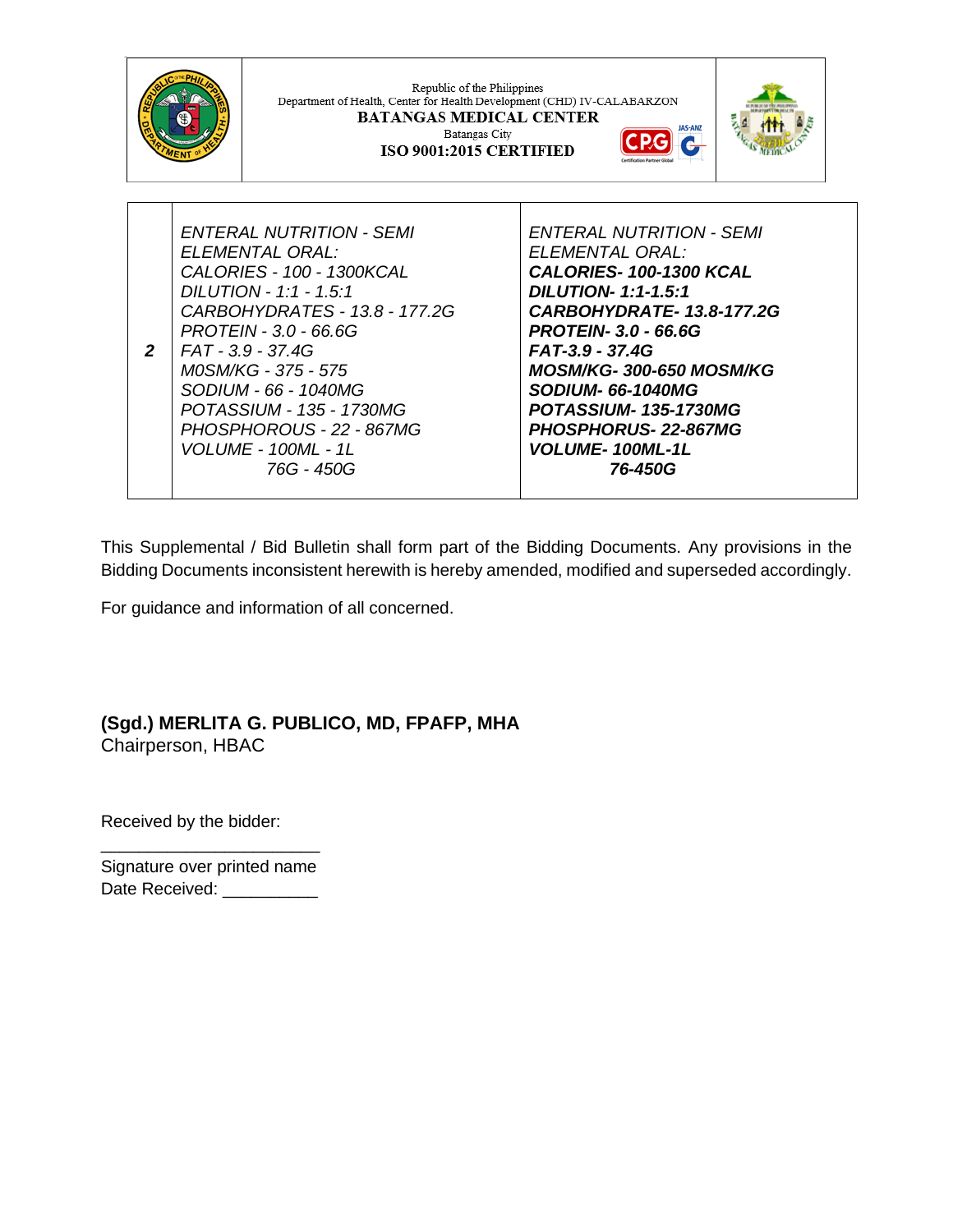Republic of the Philippines
Department of Health, Center for Health Development (CHD) IV-CALABARZON
**BATANGAS MEDICAL CENTER**
Batangas City
**ISO 9001:2015 CERTIFIED**

| | | |
|---|---|---|
| *2* | *ENTERAL NUTRITION - SEMI ELEMENTAL ORAL:*<br>*CALORIES - 100 - 1300KCAL*<br>*DILUTION - 1:1 - 1.5:1*<br>*CARBOHYDRATES - 13.8 - 177.2G*<br>*PROTEIN - 3.0 - 66.6G*<br>*FAT - 3.9 - 37.4G*<br>*M0SM/KG - 375 - 575*<br>*SODIUM - 66 - 1040MG*<br>*POTASSIUM - 135 - 1730MG*<br>*PHOSPHOROUS - 22 - 867MG*<br>*VOLUME - 100ML - 1L*<br>*76G - 450G* | *ENTERAL NUTRITION - SEMI ELEMENTAL ORAL:*<br>***CALORIES- 100-1300 KCAL***<br>***DILUTION- 1:1-1.5:1***<br>***CARBOHYDRATE- 13.8-177.2G***<br>***PROTEIN- 3.0 - 66.6G***<br>***FAT-3.9 - 37.4G***<br>***MOSM/KG- 300-650 MOSM/KG***<br>***SODIUM- 66-1040MG***<br>***POTASSIUM- 135-1730MG***<br>***PHOSPHORUS- 22-867MG***<br>***VOLUME- 100ML-1L***<br>***76-450G*** |

This Supplemental / Bid Bulletin shall form part of the Bidding Documents. Any provisions in the Bidding Documents inconsistent herewith is hereby amended, modified and superseded accordingly.

For guidance and information of all concerned.

**(Sgd.) MERLITA G. PUBLICO, MD, FPAFP, MHA**
Chairperson, HBAC

Received by the bidder:

______________________
Signature over printed name
Date Received: __________